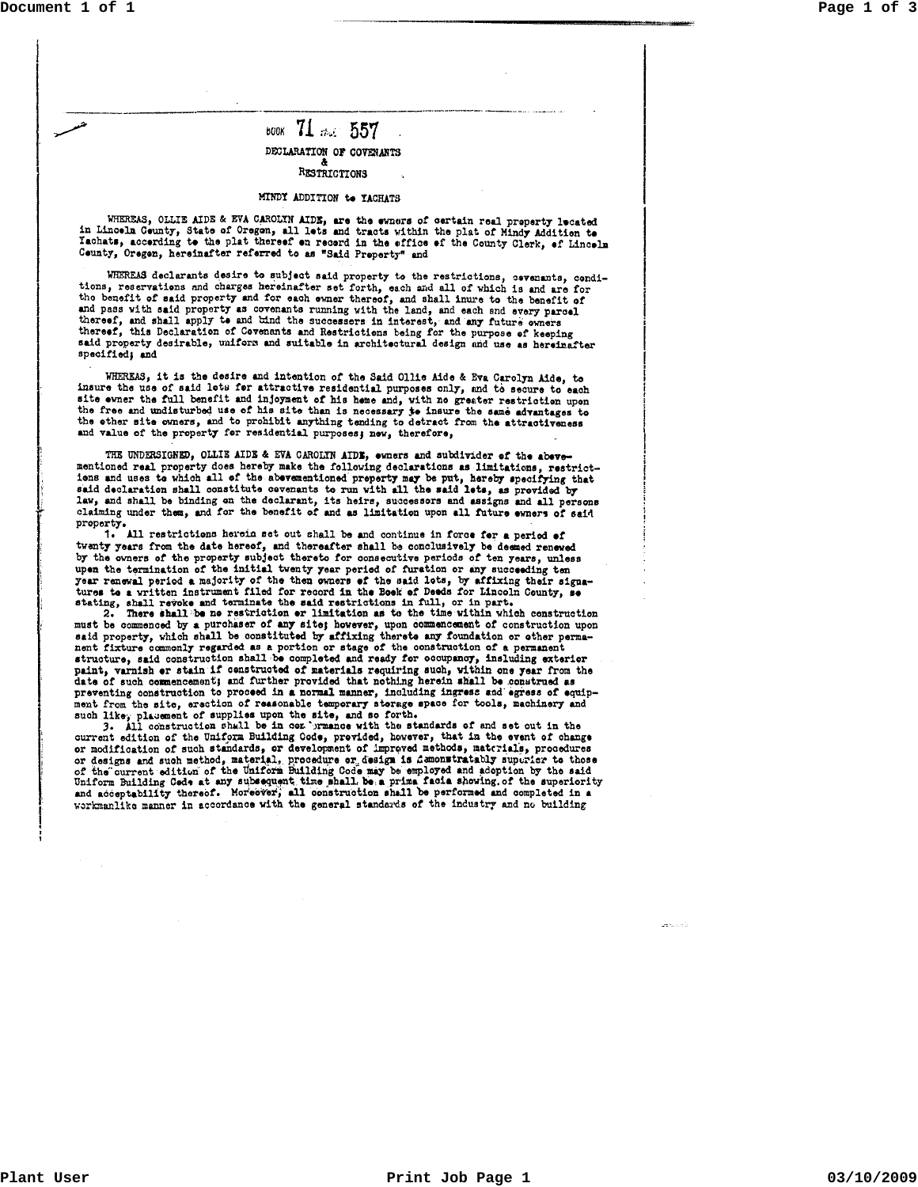BOOK 71 PAGE 557

# DECLARATION OF COVENANTS
# &
# RESTRICTIONS

## MINDY ADDITION to YACHATS

WHEREAS, OLLIE AIDE & EVA CAROLYN AIDE, are the owners of certain real property located in Lincoln County, State of Oregon, all lots and tracts within the plat of Mindy Addition to Yachats, according to the plat thereof on record in the office of the County Clerk, of Lincoln County, Oregon, hereinafter referred to as "Said Property" and

WHEREAS declarants desire to subject said property to the restrictions, covenants, conditions, reservations and charges hereinafter set forth, each and all of which is and are for the benefit of said property and for each owner thereof, and shall inure to the benefit of and pass with said property as covenants running with the land, and each and every parcel thereof, and shall apply to and bind the successors in interest, and any future owners thereof, this Declaration of Covenants and Restrictions being for the purpose of keeping said property desirable, uniform and suitable in architectural design and use as hereinafter specified; and

WHEREAS, it is the desire and intention of the Said Ollie Aide & Eva Carolyn Aide, to insure the use of said lots for attractive residential purposes only, and to secure to each site owner the full benefit and injoyment of his home and, with no greater restriction upon the free and undisturbed use of his site than is necessary to insure the same advantages to the other site owners, and to prohibit anything tending to detract from the attractiveness and value of the property for residential purposes; now, therefore,

THE UNDERSIGNED, OLLIE AIDE & EVA CAROLYN AIDE, owners and subdivider of the abovementioned real property does hereby make the following declarations as limitations, restrictions and uses to which all of the abovementioned property may be put, hereby specifying that said declaration shall constitute covenants to run with all the said lots, as provided by law, and shall be binding on the declarant, its heirs, successors and assigns and all persons claiming under them, and for the benefit of and as limitation upon all future owners of said property.

1. All restrictions herein set out shall be and continue in force for a period of twenty years from the date hereof, and thereafter shall be conclusively be deemed renewed by the owners of the property subject thereto for consecutive periods of ten years, unless upon the termination of the initial twenty year period of furation or any succeeding ten year renewal period a majority of the then owners of the said lots, by affixing their signatures to a written instrument filed for record in the Book of Deeds for Lincoln County, so stating, shall revoke and terminate the said restrictions in full, or in part.

2. There shall be no restriction or limitation as to the time within which construction must be commenced by a purchaser of any site; however, upon commencement of construction upon said property, which shall be constituted by affixing thereto any foundation or other permanent fixture commonly regarded as a portion or stage of the construction of a permanent structure, said construction shall be completed and ready for occupancy, including exterior paint, varnish or stain if constructed of materials requiring such, within one year from the date of such commencement; and further provided that nothing herein shall be construed as preventing construction to proceed in a normal manner, including ingress and egress of equipment from the site, erection of reasonable temporary storage space for tools, machinery and such like, placement of supplies upon the site, and so forth.

3. All construction shall be in conformance with the standards of and set out in the current edition of the Uniform Building Code, provided, however, that in the event of change or modification of such standards, or development of improved methods, materials, procedures or designs and such method, material, procedure or design is demonstratably superior to those of the current edition of the Uniform Building Code may be employed and adoption by the said Uniform Building Code at any subsequent time shall be a prima facia showing of the superiority and acceptability thereof. Moreover, all construction shall be performed and completed in a workmanlike manner in accordance with the general standards of the industry and no building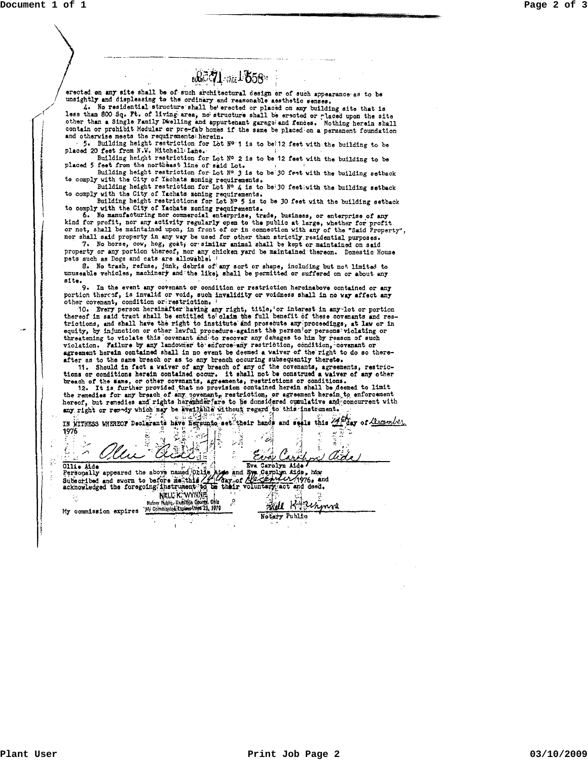BOOK 71 PAGE 1658

erected on any site shall be of such architectural design or of such appearance as to be unsightly and displeasing to the ordinary and reasonable aesthetic senses.

4. No residential structure shall be erected or placed on any building site that is less than 800 Sq. Ft. of living area, no structure shall be erected or placed upon the site other than a Single Family Dwelling and appurtenant garage and fences. Nothing herein shall contain or prohibit Modular or pre-fab homes if the same be placed on a permanent foundation and otherwise meets the requirements herein.

5. Building height restriction for Lot Nº 1 is to be 12 feet with the building to be placed 20 feet from N.W. Mitchell Lane.

Building height restriction for Lot Nº 2 is to be 12 feet with the building to be placed 5 feet from the northeast line of said Lot.

Building height restriction for Lot Nº 3 is to be 30 feet with the building setback to comply with the City of Yachats zoning requirements.

Building height restriction for Lot Nº 4 is to be 30 feet with the building setback to comply with the City of Yachats zoning requirements.

Building height restrictions for Lot Nº 5 is to be 30 feet with the building setback to comply with the City of Yachats zoning requirements.

6. No manufacturing nor commercial enterprise, trade, business, or enterprise of any kind for profit, nor any activity regularly open to the public at large, whether for profit or not, shall be maintained upon, in front of or in connection with any of the "Said Property", nor shall said property in any way be used for other than strictly residential purposes.

7. No horse, cow, hog, goat, or similar animal shall be kept or maintained on said property or any portion thereof, nor any chicken yard be maintained thereon. Domestic House pets such as Dogs and cats are allowable.

8. No trash, refuse, junk, debris of any sort or shape, including but not limited to unuseable vehicles, machinery and the like, shall be permitted or suffered on or about any site.

9. In the event any covenant or condition or restriction hereinabove contained or any portion thereof, is invalid or void, such invalidity or voidness shall in no way affect any other covenant, condition or restriction.

10. Every person hereinafter having any right, title, or interest in any lot or portion thereof in said tract shall be entitled to claim the full benefit of these covenants and restrictions, and shall have the right to institute and prosecute any proceedings, at law or in equity, by injunction or other lawful procedure against the person or persons violating or threatening to violate this covenant and to recover any damages to him by reason of such violation. Failure by any landowner to enforce any restriction, condition, covenant or agreement herein contained shall in no event be deemed a waiver of the right to do so thereafter as to the same breach or as to any breach occuring subsequently thereto.

11. Should in fact a waiver of any breach of any of the covenants, agreements, restrictions or conditions herein contained occur. it shall not be construed a waiver of any other breach of the same, or other covenants, agreements, restrictions or conditions.

12. It is further provided that no provision contained herein shall be deemed to limit the remedies for any breach of any covenant, restriction, or agreement herein to enforcement hereof, but remedies and rights hereunder are to be considered cumulative and concurrent with any right or remedy which may be available without regard to this instrument.

IN WITNESS WHEREOF Declarants have hereunto set their hands and seals this 14th day of December 1976

Ollie Aide (signature) — Ollie Aide

Eva Carolyn Aide (signature) — Eva Carolyn Aide

Personally appeared the above named Ollie Aide and Eva Carolyn Aide, h&w Subscribed and sworn to before me this 14 day of December 1976, and acknowledged the foregoing instrument to be their voluntary act and deed.

NELL K. WYNNE
Notary Public, Hamilton County, Ohio
My Commission Expires June 21, 1979

My commission expires

Nell K. Wynne (signature)
Notary Public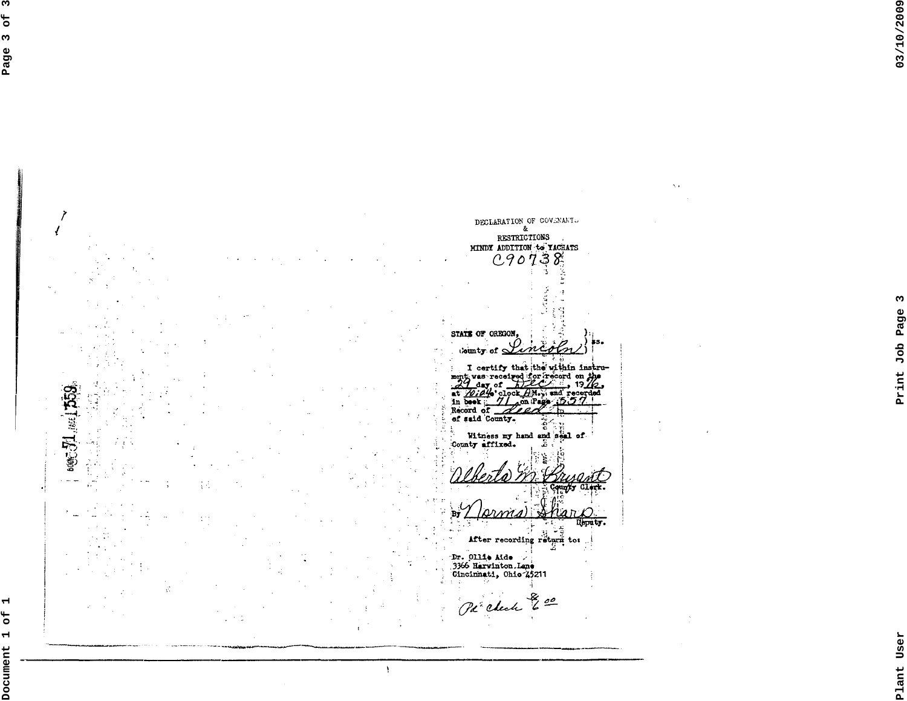DECLARATION OF COVENANTS
&
RESTRICTIONS
MINDY ADDITION to YACHATS

C90738

BOOK 71 PAGE 1359

STATE OF OREGON, )
) ss.
County of Lincoln )

I certify that the within instrument was received for record on the 29 day of Dec, 1976, at 10:24 o'clock A.M., and recorded in book 71 on Page 357 Record of deed of said County.

Witness my hand and seal of County affixed.

Alberta M. Bryant
County Clerk.

By Norma Sharp
Deputy.

After recording return to:

Dr. Ollie Aide
3366 Harvinton Lane
Cincinnati, Ohio 45211

Pd check $6.00